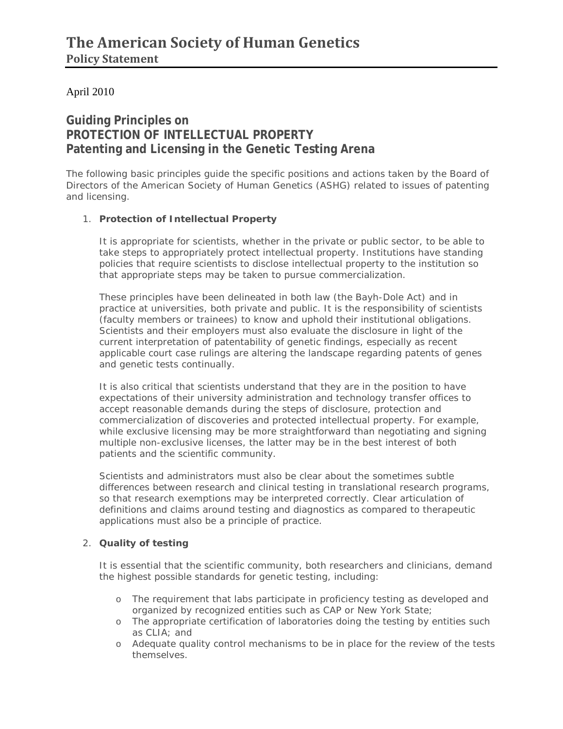# The American Society of Human Genetics

## Policy Statement

April 2010

## Guiding Principles on PROTECTION OF INTELLECTUAL PROPERTY Patenting and Licensing in the Genetic Testing Arena

The following basic principles guide the specific positions and actions taken by the Board of Directors of the American Society of Human Genetics (ASHG) related to issues of patenting and licensing.

1. **Protection of Intellectual Property**

   It is appropriate for scientists, whether in the private or public sector, to be able to take steps to appropriately protect intellectual property. Institutions have standing policies that require scientists to disclose intellectual property to the institution so that appropriate steps may be taken to pursue commercialization.

   These principles have been delineated in both law (the Bayh-Dole Act) and in practice at universities, both private and public. It is the responsibility of scientists (faculty members or trainees) to know and uphold their institutional obligations. Scientists and their employers must also evaluate the disclosure in light of the current interpretation of patentability of genetic findings, especially as recent applicable court case rulings are altering the landscape regarding patents of genes and genetic tests continually.

   It is also critical that scientists understand that they are in the position to have expectations of their university administration and technology transfer offices to accept reasonable demands during the steps of disclosure, protection and commercialization of discoveries and protected intellectual property. For example, while exclusive licensing may be more straightforward than negotiating and signing multiple non-exclusive licenses, the latter may be in the best interest of both patients and the scientific community.

   Scientists and administrators must also be clear about the sometimes subtle differences between research and clinical testing in translational research programs, so that research exemptions may be interpreted correctly. Clear articulation of definitions and claims around testing and diagnostics as compared to therapeutic applications must also be a principle of practice.

2. **Quality of testing**

   It is essential that the scientific community, both researchers and clinicians, demand the highest possible standards for genetic testing, including:

   - The requirement that labs participate in proficiency testing as developed and organized by recognized entities such as CAP or New York State;
   - The appropriate certification of laboratories doing the testing by entities such as CLIA; and
   - Adequate quality control mechanisms to be in place for the review of the tests themselves.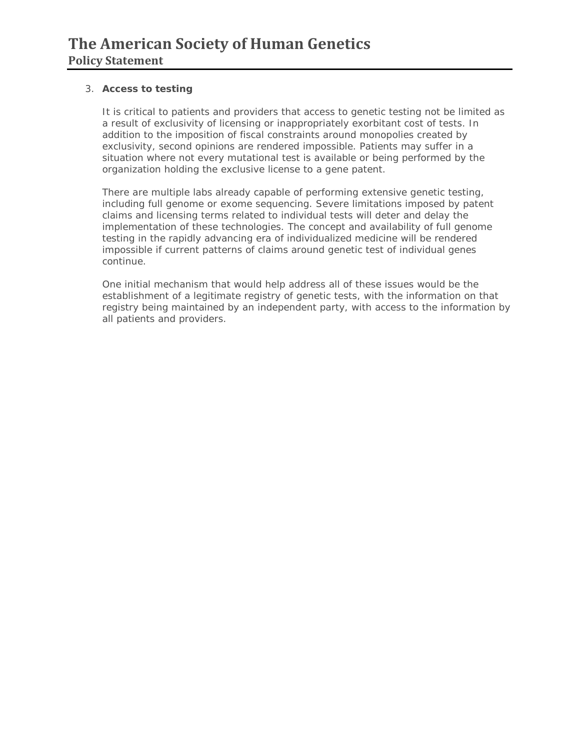3. **Access to testing**

   It is critical to patients and providers that access to genetic testing not be limited as a result of exclusivity of licensing or inappropriately exorbitant cost of tests. In addition to the imposition of fiscal constraints around monopolies created by exclusivity, second opinions are rendered impossible. Patients may suffer in a situation where not every mutational test is available or being performed by the organization holding the exclusive license to a gene patent.

   There are multiple labs already capable of performing extensive genetic testing, including full genome or exome sequencing. Severe limitations imposed by patent claims and licensing terms related to individual tests will deter and delay the implementation of these technologies. The concept and availability of full genome testing in the rapidly advancing era of individualized medicine will be rendered impossible if current patterns of claims around genetic test of individual genes continue.

   One initial mechanism that would help address all of these issues would be the establishment of a legitimate registry of genetic tests, with the information on that registry being maintained by an independent party, with access to the information by all patients and providers.